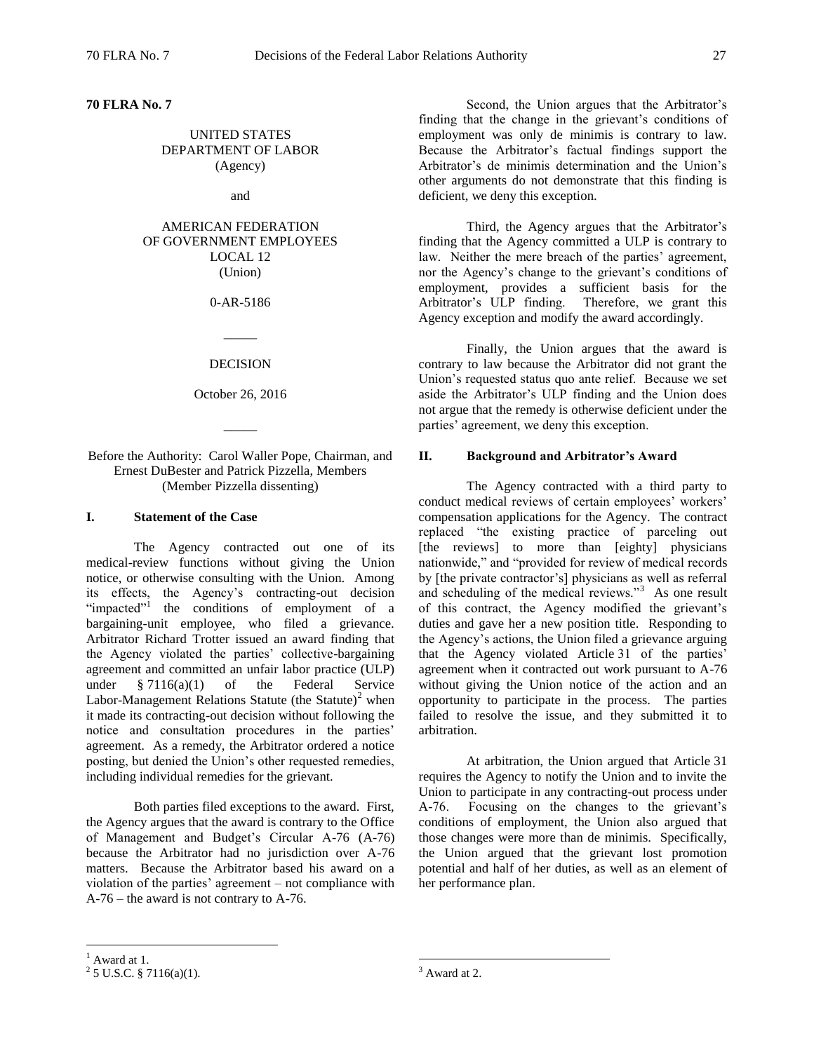**70 FLRA No. 7**

UNITED STATES
DEPARTMENT OF LABOR
(Agency)

and

AMERICAN FEDERATION
OF GOVERNMENT EMPLOYEES
LOCAL 12
(Union)

0-AR-5186

_____

DECISION

October 26, 2016

_____

Before the Authority: Carol Waller Pope, Chairman, and Ernest DuBester and Patrick Pizzella, Members (Member Pizzella dissenting)

## I. Statement of the Case

The Agency contracted out one of its medical-review functions without giving the Union notice, or otherwise consulting with the Union. Among its effects, the Agency's contracting-out decision "impacted"[1] the conditions of employment of a bargaining-unit employee, who filed a grievance. Arbitrator Richard Trotter issued an award finding that the Agency violated the parties' collective-bargaining agreement and committed an unfair labor practice (ULP) under § 7116(a)(1) of the Federal Service Labor-Management Relations Statute (the Statute)[2] when it made its contracting-out decision without following the notice and consultation procedures in the parties' agreement. As a remedy, the Arbitrator ordered a notice posting, but denied the Union's other requested remedies, including individual remedies for the grievant.

Both parties filed exceptions to the award. First, the Agency argues that the award is contrary to the Office of Management and Budget's Circular A-76 (A-76) because the Arbitrator had no jurisdiction over A-76 matters. Because the Arbitrator based his award on a violation of the parties' agreement – not compliance with A-76 – the award is not contrary to A-76.

Second, the Union argues that the Arbitrator's finding that the change in the grievant's conditions of employment was only de minimis is contrary to law. Because the Arbitrator's factual findings support the Arbitrator's de minimis determination and the Union's other arguments do not demonstrate that this finding is deficient, we deny this exception.

Third, the Agency argues that the Arbitrator's finding that the Agency committed a ULP is contrary to law. Neither the mere breach of the parties' agreement, nor the Agency's change to the grievant's conditions of employment, provides a sufficient basis for the Arbitrator's ULP finding. Therefore, we grant this Agency exception and modify the award accordingly.

Finally, the Union argues that the award is contrary to law because the Arbitrator did not grant the Union's requested status quo ante relief. Because we set aside the Arbitrator's ULP finding and the Union does not argue that the remedy is otherwise deficient under the parties' agreement, we deny this exception.

## II. Background and Arbitrator's Award

The Agency contracted with a third party to conduct medical reviews of certain employees' workers' compensation applications for the Agency. The contract replaced "the existing practice of parceling out [the reviews] to more than [eighty] physicians nationwide," and "provided for review of medical records by [the private contractor's] physicians as well as referral and scheduling of the medical reviews."[3] As one result of this contract, the Agency modified the grievant's duties and gave her a new position title. Responding to the Agency's actions, the Union filed a grievance arguing that the Agency violated Article 31 of the parties' agreement when it contracted out work pursuant to A-76 without giving the Union notice of the action and an opportunity to participate in the process. The parties failed to resolve the issue, and they submitted it to arbitration.

At arbitration, the Union argued that Article 31 requires the Agency to notify the Union and to invite the Union to participate in any contracting-out process under A-76. Focusing on the changes to the grievant's conditions of employment, the Union also argued that those changes were more than de minimis. Specifically, the Union argued that the grievant lost promotion potential and half of her duties, as well as an element of her performance plan.

---

[1] Award at 1.

[2] 5 U.S.C. § 7116(a)(1).

[3] Award at 2.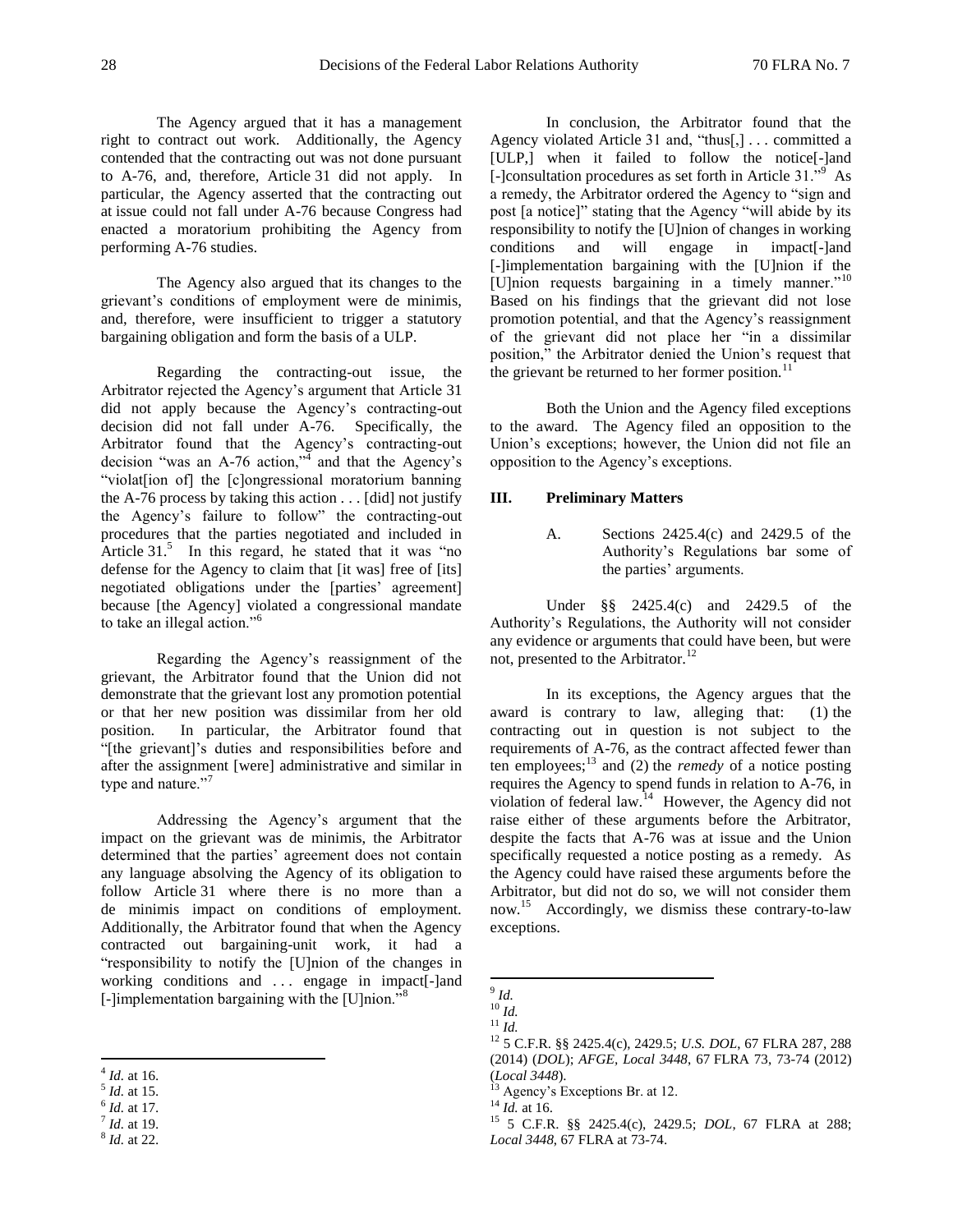The Agency argued that it has a management right to contract out work. Additionally, the Agency contended that the contracting out was not done pursuant to A-76, and, therefore, Article 31 did not apply. In particular, the Agency asserted that the contracting out at issue could not fall under A-76 because Congress had enacted a moratorium prohibiting the Agency from performing A-76 studies.

The Agency also argued that its changes to the grievant's conditions of employment were de minimis, and, therefore, were insufficient to trigger a statutory bargaining obligation and form the basis of a ULP.

Regarding the contracting-out issue, the Arbitrator rejected the Agency's argument that Article 31 did not apply because the Agency's contracting-out decision did not fall under A-76. Specifically, the Arbitrator found that the Agency's contracting-out decision "was an A-76 action,"[4] and that the Agency's "violat[ion of] the [c]ongressional moratorium banning the A-76 process by taking this action . . . [did] not justify the Agency's failure to follow" the contracting-out procedures that the parties negotiated and included in Article 31.[5] In this regard, he stated that it was "no defense for the Agency to claim that [it was] free of [its] negotiated obligations under the [parties' agreement] because [the Agency] violated a congressional mandate to take an illegal action."[6]

Regarding the Agency's reassignment of the grievant, the Arbitrator found that the Union did not demonstrate that the grievant lost any promotion potential or that her new position was dissimilar from her old position. In particular, the Arbitrator found that "[the grievant]'s duties and responsibilities before and after the assignment [were] administrative and similar in type and nature."[7]

Addressing the Agency's argument that the impact on the grievant was de minimis, the Arbitrator determined that the parties' agreement does not contain any language absolving the Agency of its obligation to follow Article 31 where there is no more than a de minimis impact on conditions of employment. Additionally, the Arbitrator found that when the Agency contracted out bargaining-unit work, it had a "responsibility to notify the [U]nion of the changes in working conditions and . . . engage in impact[-]and [-]implementation bargaining with the [U]nion."[8]

In conclusion, the Arbitrator found that the Agency violated Article 31 and, "thus[,] . . . committed a [ULP,] when it failed to follow the notice[-]and [-]consultation procedures as set forth in Article 31."[9] As a remedy, the Arbitrator ordered the Agency to "sign and post [a notice]" stating that the Agency "will abide by its responsibility to notify the [U]nion of changes in working conditions and will engage in impact[-]and [-]implementation bargaining with the [U]nion if the [U]nion requests bargaining in a timely manner."[10] Based on his findings that the grievant did not lose promotion potential, and that the Agency's reassignment of the grievant did not place her "in a dissimilar position," the Arbitrator denied the Union's request that the grievant be returned to her former position.[11]

Both the Union and the Agency filed exceptions to the award. The Agency filed an opposition to the Union's exceptions; however, the Union did not file an opposition to the Agency's exceptions.

## III. Preliminary Matters

### A. Sections 2425.4(c) and 2429.5 of the Authority's Regulations bar some of the parties' arguments.

Under §§ 2425.4(c) and 2429.5 of the Authority's Regulations, the Authority will not consider any evidence or arguments that could have been, but were not, presented to the Arbitrator.[12]

In its exceptions, the Agency argues that the award is contrary to law, alleging that: (1) the contracting out in question is not subject to the requirements of A-76, as the contract affected fewer than ten employees;[13] and (2) the *remedy* of a notice posting requires the Agency to spend funds in relation to A-76, in violation of federal law.[14] However, the Agency did not raise either of these arguments before the Arbitrator, despite the facts that A-76 was at issue and the Union specifically requested a notice posting as a remedy. As the Agency could have raised these arguments before the Arbitrator, but did not do so, we will not consider them now.[15] Accordingly, we dismiss these contrary-to-law exceptions.

---

[4] *Id.* at 16.

[5] *Id.* at 15.

[6] *Id.* at 17.

[7] *Id.* at 19.

[8] *Id.* at 22.

[9] *Id.*

[10] *Id.*

[11] *Id.*

[12] 5 C.F.R. §§ 2425.4(c), 2429.5; *U.S. DOL*, 67 FLRA 287, 288 (2014) (*DOL*); *AFGE, Local 3448*, 67 FLRA 73, 73-74 (2012) (*Local 3448*).

[13] Agency's Exceptions Br. at 12.

[14] *Id.* at 16.

[15] 5 C.F.R. §§ 2425.4(c), 2429.5; *DOL*, 67 FLRA at 288; *Local 3448*, 67 FLRA at 73-74.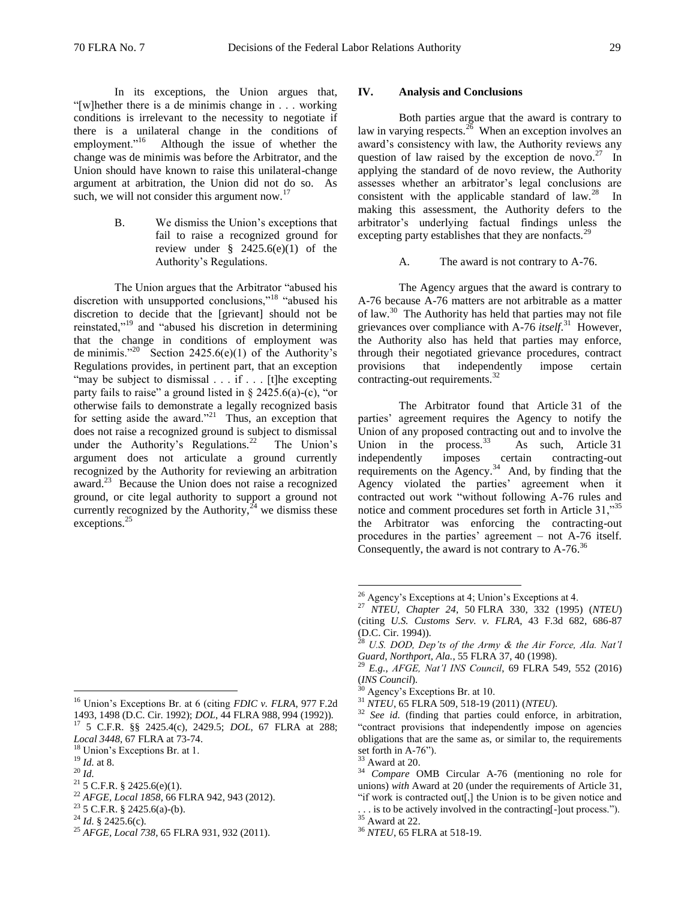In its exceptions, the Union argues that, "[w]hether there is a de minimis change in . . . working conditions is irrelevant to the necessity to negotiate if there is a unilateral change in the conditions of employment."[16] Although the issue of whether the change was de minimis was before the Arbitrator, and the Union should have known to raise this unilateral-change argument at arbitration, the Union did not do so. As such, we will not consider this argument now.[17]

### B. We dismiss the Union's exceptions that fail to raise a recognized ground for review under § 2425.6(e)(1) of the Authority's Regulations.

The Union argues that the Arbitrator "abused his discretion with unsupported conclusions,"[18] "abused his discretion to decide that the [grievant] should not be reinstated,"[19] and "abused his discretion in determining that the change in conditions of employment was de minimis."[20] Section 2425.6(e)(1) of the Authority's Regulations provides, in pertinent part, that an exception "may be subject to dismissal . . . if . . . [t]he excepting party fails to raise" a ground listed in § 2425.6(a)-(c), "or otherwise fails to demonstrate a legally recognized basis for setting aside the award."[21] Thus, an exception that does not raise a recognized ground is subject to dismissal under the Authority's Regulations.[22] The Union's argument does not articulate a ground currently recognized by the Authority for reviewing an arbitration award.[23] Because the Union does not raise a recognized ground, or cite legal authority to support a ground not currently recognized by the Authority,[24] we dismiss these exceptions.[25]

## IV. Analysis and Conclusions

Both parties argue that the award is contrary to law in varying respects.[26] When an exception involves an award's consistency with law, the Authority reviews any question of law raised by the exception de novo.[27] In applying the standard of de novo review, the Authority assesses whether an arbitrator's legal conclusions are consistent with the applicable standard of law.[28] In making this assessment, the Authority defers to the arbitrator's underlying factual findings unless the excepting party establishes that they are nonfacts.[29]

### A. The award is not contrary to A-76.

The Agency argues that the award is contrary to A-76 because A-76 matters are not arbitrable as a matter of law.[30] The Authority has held that parties may not file grievances over compliance with A-76 *itself*.[31] However, the Authority also has held that parties may enforce, through their negotiated grievance procedures, contract provisions that independently impose certain contracting-out requirements.[32]

The Arbitrator found that Article 31 of the parties' agreement requires the Agency to notify the Union of any proposed contracting out and to involve the Union in the process.[33] As such, Article 31 independently imposes certain contracting-out requirements on the Agency.[34] And, by finding that the Agency violated the parties' agreement when it contracted out work "without following A-76 rules and notice and comment procedures set forth in Article 31,"[35] the Arbitrator was enforcing the contracting-out procedures in the parties' agreement – not A-76 itself. Consequently, the award is not contrary to A-76.[36]

---

[16] Union's Exceptions Br. at 6 (citing *FDIC v. FLRA*, 977 F.2d 1493, 1498 (D.C. Cir. 1992); *DOL*, 44 FLRA 988, 994 (1992)).

[17] 5 C.F.R. §§ 2425.4(c), 2429.5; *DOL*, 67 FLRA at 288; *Local 3448*, 67 FLRA at 73-74.

[18] Union's Exceptions Br. at 1.

[19] *Id.* at 8.

[20] *Id.*

[21] 5 C.F.R. § 2425.6(e)(1).

[22] *AFGE, Local 1858*, 66 FLRA 942, 943 (2012).

[23] 5 C.F.R. § 2425.6(a)-(b).

[24] *Id.* § 2425.6(c).

[25] *AFGE, Local 738*, 65 FLRA 931, 932 (2011).

[26] Agency's Exceptions at 4; Union's Exceptions at 4.

[27] *NTEU, Chapter 24*, 50 FLRA 330, 332 (1995) (*NTEU*) (citing *U.S. Customs Serv. v. FLRA*, 43 F.3d 682, 686-87 (D.C. Cir. 1994)).

[28] *U.S. DOD, Dep'ts of the Army & the Air Force, Ala. Nat'l Guard, Northport, Ala.*, 55 FLRA 37, 40 (1998).

[29] *E.g.*, *AFGE, Nat'l INS Council*, 69 FLRA 549, 552 (2016) (*INS Council*).

[30] Agency's Exceptions Br. at 10.

[31] *NTEU*, 65 FLRA 509, 518-19 (2011) (*NTEU*).

[32] *See id.* (finding that parties could enforce, in arbitration, "contract provisions that independently impose on agencies obligations that are the same as, or similar to, the requirements set forth in A-76").

[33] Award at 20.

[34] *Compare* OMB Circular A-76 (mentioning no role for unions) *with* Award at 20 (under the requirements of Article 31, "if work is contracted out[,] the Union is to be given notice and . . . is to be actively involved in the contracting[-]out process.").

[35] Award at 22.

[36] *NTEU*, 65 FLRA at 518-19.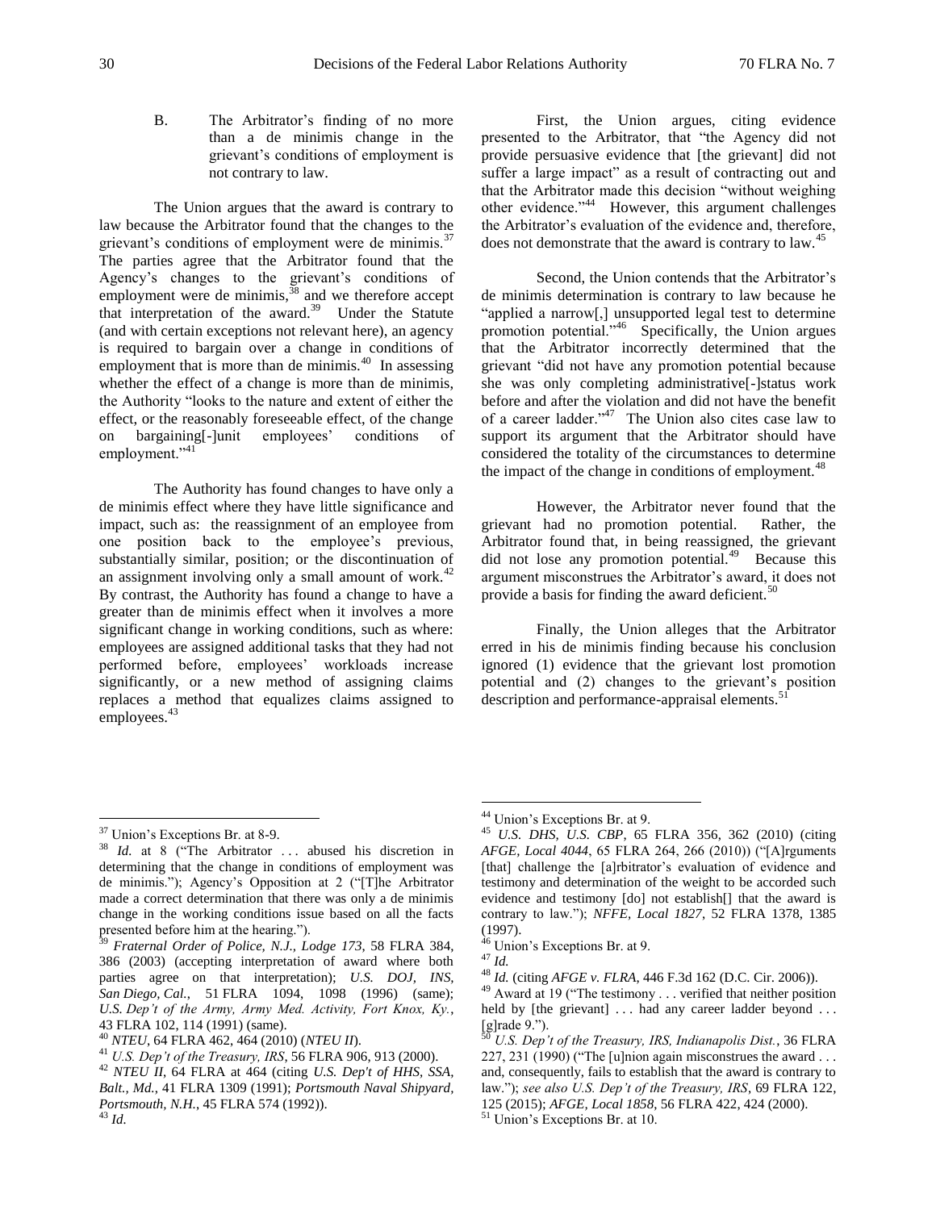B. The Arbitrator's finding of no more than a de minimis change in the grievant's conditions of employment is not contrary to law.

The Union argues that the award is contrary to law because the Arbitrator found that the changes to the grievant's conditions of employment were de minimis.[37] The parties agree that the Arbitrator found that the Agency's changes to the grievant's conditions of employment were de minimis,[38] and we therefore accept that interpretation of the award.[39] Under the Statute (and with certain exceptions not relevant here), an agency is required to bargain over a change in conditions of employment that is more than de minimis.[40] In assessing whether the effect of a change is more than de minimis, the Authority "looks to the nature and extent of either the effect, or the reasonably foreseeable effect, of the change on bargaining[-]unit employees' conditions of employment."[41]

The Authority has found changes to have only a de minimis effect where they have little significance and impact, such as: the reassignment of an employee from one position back to the employee's previous, substantially similar, position; or the discontinuation of an assignment involving only a small amount of work.[42] By contrast, the Authority has found a change to have a greater than de minimis effect when it involves a more significant change in working conditions, such as where: employees are assigned additional tasks that they had not performed before, employees' workloads increase significantly, or a new method of assigning claims replaces a method that equalizes claims assigned to employees.[43]

First, the Union argues, citing evidence presented to the Arbitrator, that "the Agency did not provide persuasive evidence that [the grievant] did not suffer a large impact" as a result of contracting out and that the Arbitrator made this decision "without weighing other evidence."[44] However, this argument challenges the Arbitrator's evaluation of the evidence and, therefore, does not demonstrate that the award is contrary to law.[45]

Second, the Union contends that the Arbitrator's de minimis determination is contrary to law because he "applied a narrow[,] unsupported legal test to determine promotion potential."[46] Specifically, the Union argues that the Arbitrator incorrectly determined that the grievant "did not have any promotion potential because she was only completing administrative[-]status work before and after the violation and did not have the benefit of a career ladder."[47] The Union also cites case law to support its argument that the Arbitrator should have considered the totality of the circumstances to determine the impact of the change in conditions of employment.[48]

However, the Arbitrator never found that the grievant had no promotion potential. Rather, the Arbitrator found that, in being reassigned, the grievant did not lose any promotion potential.[49] Because this argument misconstrues the Arbitrator's award, it does not provide a basis for finding the award deficient.[50]

Finally, the Union alleges that the Arbitrator erred in his de minimis finding because his conclusion ignored (1) evidence that the grievant lost promotion potential and (2) changes to the grievant's position description and performance-appraisal elements.[51]

---

[37] Union's Exceptions Br. at 8-9.

[38] *Id.* at 8 ("The Arbitrator . . . abused his discretion in determining that the change in conditions of employment was de minimis."); Agency's Opposition at 2 ("[T]he Arbitrator made a correct determination that there was only a de minimis change in the working conditions issue based on all the facts presented before him at the hearing.").

[39] *Fraternal Order of Police, N.J., Lodge 173*, 58 FLRA 384, 386 (2003) (accepting interpretation of award where both parties agree on that interpretation); *U.S. DOJ, INS, San Diego, Cal.*, 51 FLRA 1094, 1098 (1996) (same); *U.S. Dep't of the Army, Army Med. Activity, Fort Knox, Ky.*, 43 FLRA 102, 114 (1991) (same).

[40] *NTEU*, 64 FLRA 462, 464 (2010) (*NTEU II*).

[41] *U.S. Dep't of the Treasury, IRS*, 56 FLRA 906, 913 (2000).

[42] *NTEU II*, 64 FLRA at 464 (citing *U.S. Dep't of HHS, SSA, Balt., Md.*, 41 FLRA 1309 (1991); *Portsmouth Naval Shipyard, Portsmouth, N.H.*, 45 FLRA 574 (1992)).

[43] *Id.*

[44] Union's Exceptions Br. at 9.

[45] *U.S. DHS, U.S. CBP*, 65 FLRA 356, 362 (2010) (citing *AFGE, Local 4044*, 65 FLRA 264, 266 (2010)) ("[A]rguments [that] challenge the [a]rbitrator's evaluation of evidence and testimony and determination of the weight to be accorded such evidence and testimony [do] not establish[] that the award is contrary to law."); *NFFE, Local 1827*, 52 FLRA 1378, 1385 (1997).

[46] Union's Exceptions Br. at 9.

[47] *Id.*

[48] *Id.* (citing *AFGE v. FLRA*, 446 F.3d 162 (D.C. Cir. 2006)).

[49] Award at 19 ("The testimony . . . verified that neither position held by [the grievant] . . . had any career ladder beyond . . . [g]rade 9.").

[50] *U.S. Dep't of the Treasury, IRS, Indianapolis Dist.*, 36 FLRA 227, 231 (1990) ("The [u]nion again misconstrues the award . . . and, consequently, fails to establish that the award is contrary to law."); *see also U.S. Dep't of the Treasury, IRS*, 69 FLRA 122, 125 (2015); *AFGE, Local 1858*, 56 FLRA 422, 424 (2000).

[51] Union's Exceptions Br. at 10.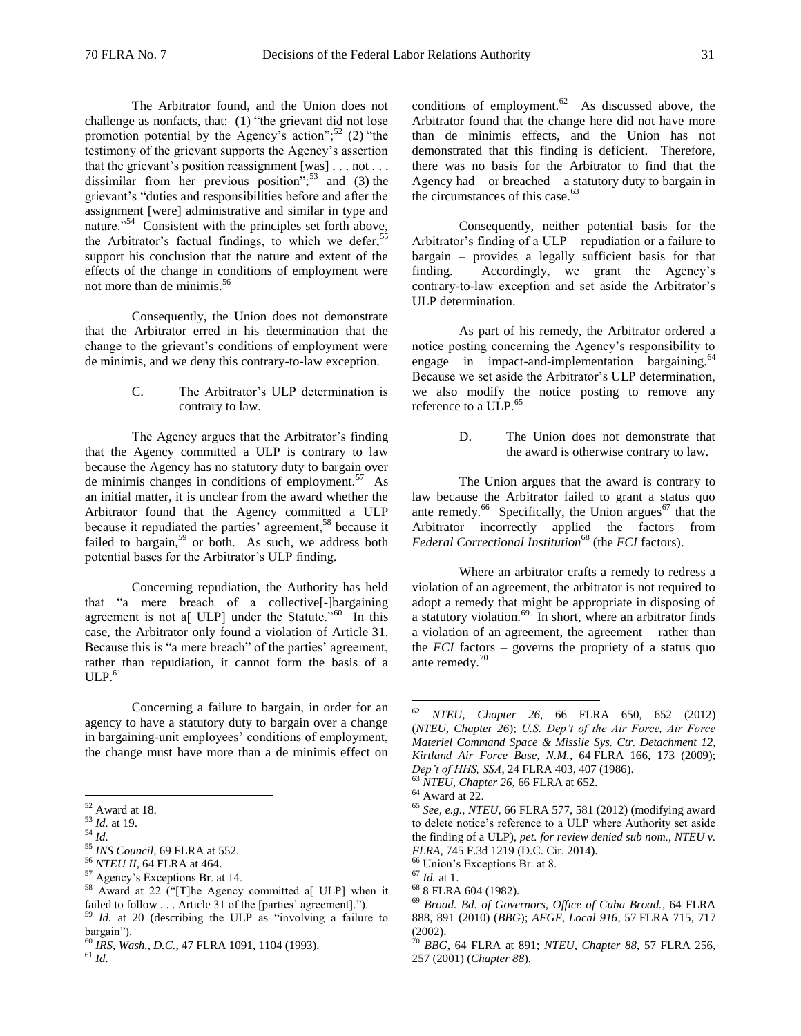The Arbitrator found, and the Union does not challenge as nonfacts, that: (1) "the grievant did not lose promotion potential by the Agency's action";[52] (2) "the testimony of the grievant supports the Agency's assertion that the grievant's position reassignment [was] . . . not . . . dissimilar from her previous position";[53] and (3) the grievant's "duties and responsibilities before and after the assignment [were] administrative and similar in type and nature."[54] Consistent with the principles set forth above, the Arbitrator's factual findings, to which we defer,[55] support his conclusion that the nature and extent of the effects of the change in conditions of employment were not more than de minimis.[56]

Consequently, the Union does not demonstrate that the Arbitrator erred in his determination that the change to the grievant's conditions of employment were de minimis, and we deny this contrary-to-law exception.

### C. The Arbitrator's ULP determination is contrary to law.

The Agency argues that the Arbitrator's finding that the Agency committed a ULP is contrary to law because the Agency has no statutory duty to bargain over de minimis changes in conditions of employment.[57] As an initial matter, it is unclear from the award whether the Arbitrator found that the Agency committed a ULP because it repudiated the parties' agreement,[58] because it failed to bargain,[59] or both. As such, we address both potential bases for the Arbitrator's ULP finding.

Concerning repudiation, the Authority has held that "a mere breach of a collective[-]bargaining agreement is not a[ ULP] under the Statute."[60] In this case, the Arbitrator only found a violation of Article 31. Because this is "a mere breach" of the parties' agreement, rather than repudiation, it cannot form the basis of a ULP.[61]

Concerning a failure to bargain, in order for an agency to have a statutory duty to bargain over a change in bargaining-unit employees' conditions of employment, the change must have more than a de minimis effect on conditions of employment.[62] As discussed above, the Arbitrator found that the change here did not have more than de minimis effects, and the Union has not demonstrated that this finding is deficient. Therefore, there was no basis for the Arbitrator to find that the Agency had – or breached – a statutory duty to bargain in the circumstances of this case.[63]

Consequently, neither potential basis for the Arbitrator's finding of a ULP – repudiation or a failure to bargain – provides a legally sufficient basis for that finding. Accordingly, we grant the Agency's contrary-to-law exception and set aside the Arbitrator's ULP determination.

As part of his remedy, the Arbitrator ordered a notice posting concerning the Agency's responsibility to engage in impact-and-implementation bargaining.[64] Because we set aside the Arbitrator's ULP determination, we also modify the notice posting to remove any reference to a ULP.[65]

### D. The Union does not demonstrate that the award is otherwise contrary to law.

The Union argues that the award is contrary to law because the Arbitrator failed to grant a status quo ante remedy.[66] Specifically, the Union argues[67] that the Arbitrator incorrectly applied the factors from *Federal Correctional Institution*[68] (the *FCI* factors).

Where an arbitrator crafts a remedy to redress a violation of an agreement, the arbitrator is not required to adopt a remedy that might be appropriate in disposing of a statutory violation.[69] In short, where an arbitrator finds a violation of an agreement, the agreement – rather than the *FCI* factors – governs the propriety of a status quo ante remedy.[70]

---

[52] Award at 18.

[53] *Id.* at 19.

[54] *Id.*

[55] *INS Council*, 69 FLRA at 552.

[56] *NTEU II*, 64 FLRA at 464.

[57] Agency's Exceptions Br. at 14.

[58] Award at 22 ("[T]he Agency committed a[ ULP] when it failed to follow . . . Article 31 of the [parties' agreement].").

[59] *Id.* at 20 (describing the ULP as "involving a failure to bargain").

[60] *IRS, Wash., D.C.*, 47 FLRA 1091, 1104 (1993).

[61] *Id.*

[62] *NTEU, Chapter 26*, 66 FLRA 650, 652 (2012) (*NTEU, Chapter 26*); *U.S. Dep't of the Air Force, Air Force Materiel Command Space & Missile Sys. Ctr. Detachment 12, Kirtland Air Force Base, N.M.*, 64 FLRA 166, 173 (2009); *Dep't of HHS, SSA*, 24 FLRA 403, 407 (1986).

[63] *NTEU, Chapter 26*, 66 FLRA at 652.

[64] Award at 22.

[65] *See, e.g.*, *NTEU*, 66 FLRA 577, 581 (2012) (modifying award to delete notice's reference to a ULP where Authority set aside the finding of a ULP), *pet. for review denied sub nom.*, *NTEU v. FLRA*, 745 F.3d 1219 (D.C. Cir. 2014).

[66] Union's Exceptions Br. at 8.

[67] *Id.* at 1.

[68] 8 FLRA 604 (1982).

[69] *Broad. Bd. of Governors, Office of Cuba Broad.*, 64 FLRA 888, 891 (2010) (*BBG*); *AFGE, Local 916*, 57 FLRA 715, 717 (2002).

[70] *BBG*, 64 FLRA at 891; *NTEU, Chapter 88*, 57 FLRA 256, 257 (2001) (*Chapter 88*).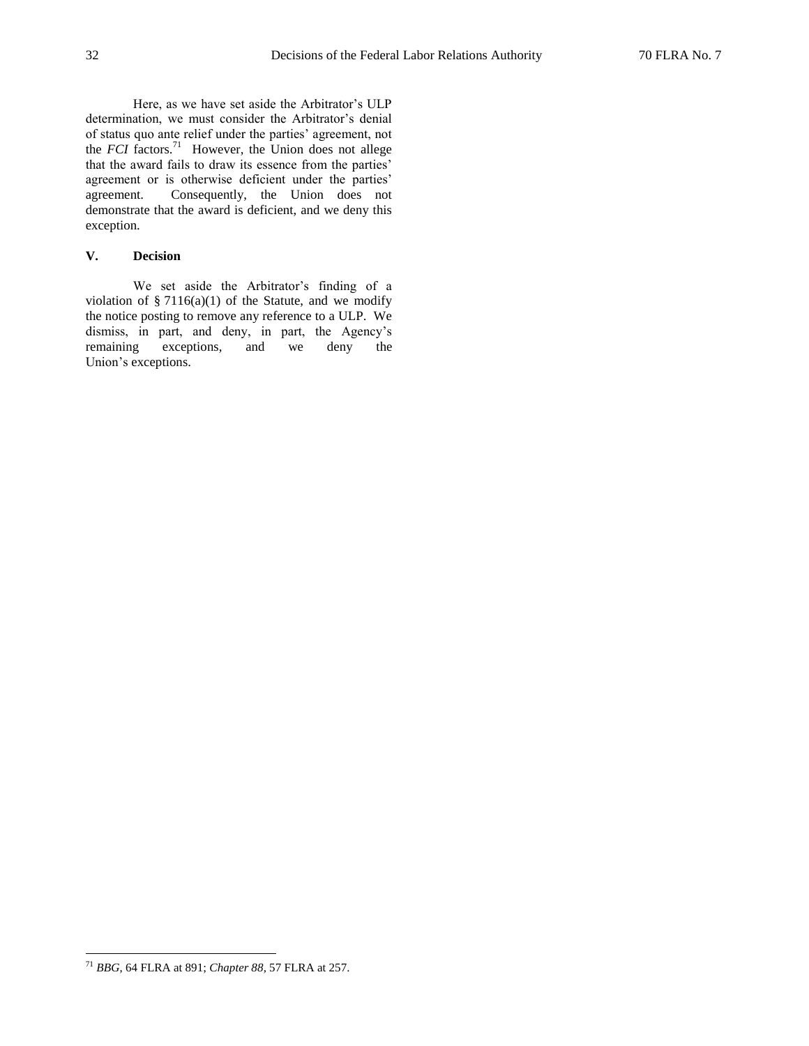Here, as we have set aside the Arbitrator's ULP determination, we must consider the Arbitrator's denial of status quo ante relief under the parties' agreement, not the *FCI* factors.[71] However, the Union does not allege that the award fails to draw its essence from the parties' agreement or is otherwise deficient under the parties' agreement. Consequently, the Union does not demonstrate that the award is deficient, and we deny this exception.

## V. Decision

We set aside the Arbitrator's finding of a violation of § 7116(a)(1) of the Statute, and we modify the notice posting to remove any reference to a ULP. We dismiss, in part, and deny, in part, the Agency's remaining exceptions, and we deny the Union's exceptions.

---

[71] *BBG*, 64 FLRA at 891; *Chapter 88*, 57 FLRA at 257.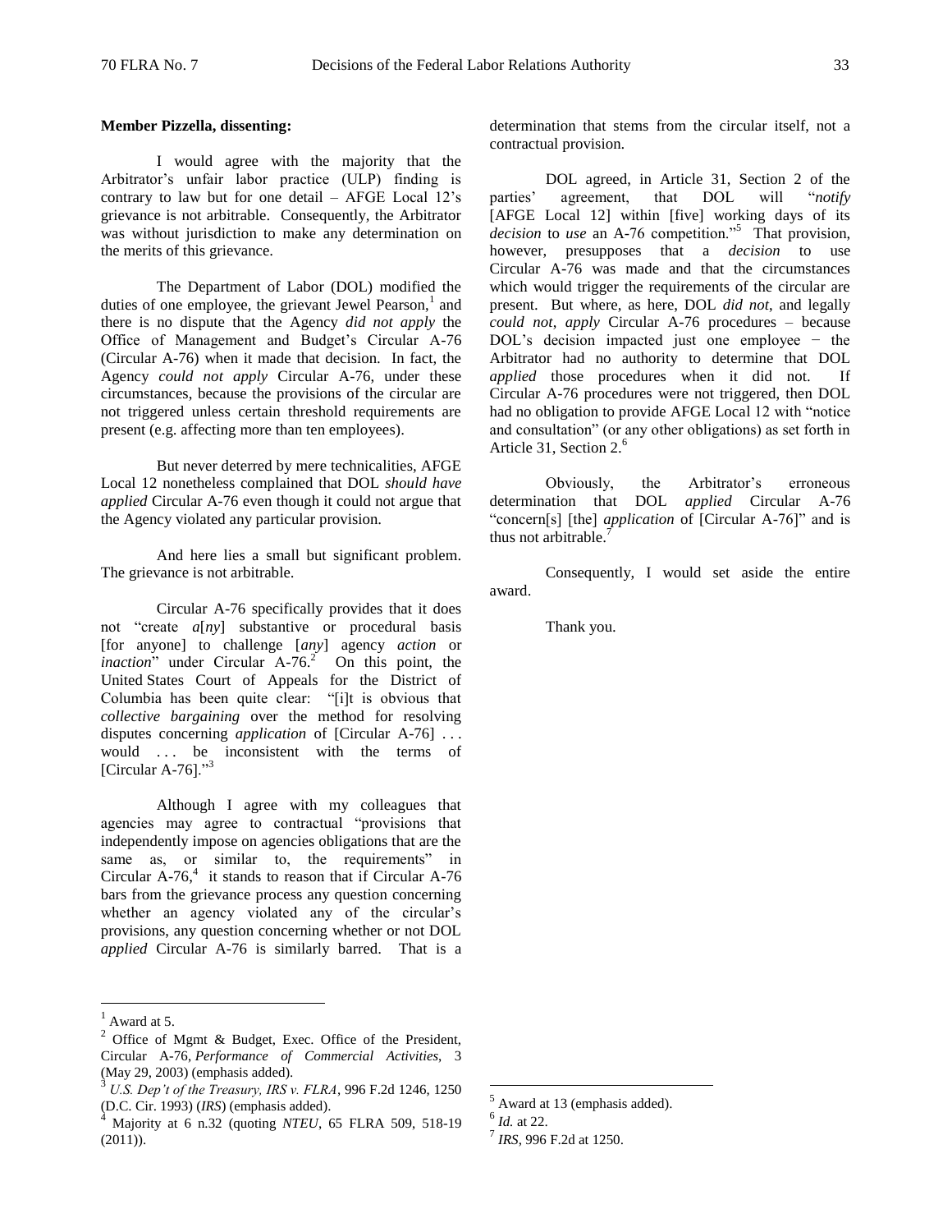**Member Pizzella, dissenting:**

I would agree with the majority that the Arbitrator's unfair labor practice (ULP) finding is contrary to law but for one detail – AFGE Local 12's grievance is not arbitrable. Consequently, the Arbitrator was without jurisdiction to make any determination on the merits of this grievance.

The Department of Labor (DOL) modified the duties of one employee, the grievant Jewel Pearson,[1] and there is no dispute that the Agency *did not apply* the Office of Management and Budget's Circular A-76 (Circular A-76) when it made that decision. In fact, the Agency *could not apply* Circular A-76, under these circumstances, because the provisions of the circular are not triggered unless certain threshold requirements are present (e.g. affecting more than ten employees).

But never deterred by mere technicalities, AFGE Local 12 nonetheless complained that DOL *should have applied* Circular A-76 even though it could not argue that the Agency violated any particular provision.

And here lies a small but significant problem. The grievance is not arbitrable.

Circular A-76 specifically provides that it does not "create *a*[*ny*] substantive or procedural basis [for anyone] to challenge [*any*] agency *action* or *inaction*" under Circular A-76.[2] On this point, the United States Court of Appeals for the District of Columbia has been quite clear: "[i]t is obvious that *collective bargaining* over the method for resolving disputes concerning *application* of [Circular A-76] . . . would . . . be inconsistent with the terms of [Circular A-76]."[3]

Although I agree with my colleagues that agencies may agree to contractual "provisions that independently impose on agencies obligations that are the same as, or similar to, the requirements" in Circular A-76,[4] it stands to reason that if Circular A-76 bars from the grievance process any question concerning whether an agency violated any of the circular's provisions, any question concerning whether or not DOL *applied* Circular A-76 is similarly barred. That is a determination that stems from the circular itself, not a contractual provision.

DOL agreed, in Article 31, Section 2 of the parties' agreement, that DOL will "*notify* [AFGE Local 12] within [five] working days of its *decision* to *use* an A-76 competition."[5] That provision, however, presupposes that a *decision* to use Circular A-76 was made and that the circumstances which would trigger the requirements of the circular are present. But where, as here, DOL *did not*, and legally *could not*, *apply* Circular A-76 procedures – because DOL's decision impacted just one employee − the Arbitrator had no authority to determine that DOL *applied* those procedures when it did not. If Circular A-76 procedures were not triggered, then DOL had no obligation to provide AFGE Local 12 with "notice and consultation" (or any other obligations) as set forth in Article 31, Section 2.[6]

Obviously, the Arbitrator's erroneous determination that DOL *applied* Circular A-76 "concern[s] [the] *application* of [Circular A-76]" and is thus not arbitrable.[7]

Consequently, I would set aside the entire award.

Thank you.

---

[1] Award at 5.

[2] Office of Mgmt & Budget, Exec. Office of the President, Circular A-76, *Performance of Commercial Activities*, 3 (May 29, 2003) (emphasis added).

[3] *U.S. Dep't of the Treasury, IRS v. FLRA*, 996 F.2d 1246, 1250 (D.C. Cir. 1993) (*IRS*) (emphasis added).

[4] Majority at 6 n.32 (quoting *NTEU*, 65 FLRA 509, 518-19 (2011)).

[5] Award at 13 (emphasis added).

[6] *Id.* at 22.

[7] *IRS*, 996 F.2d at 1250.